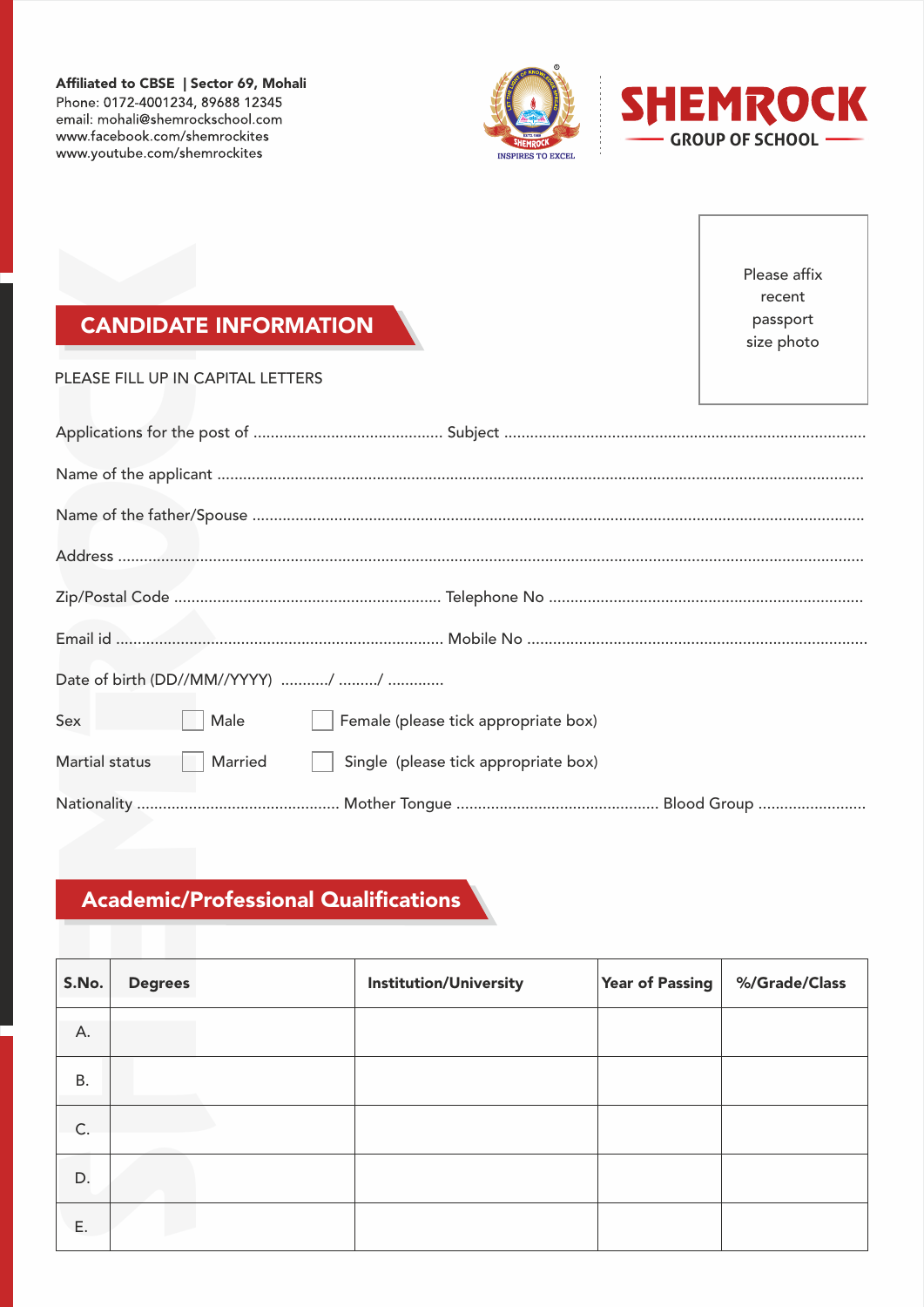**Affiliated to CBSE | Sector 69, Mohali**
Phone: 0172-4001234, 89688 12345
email: mohali@shemrockschool.com
www.facebook.com/shemrockites
www.youtube.com/shemrockites

SHEMROCK GROUP OF SCHOOL

INSPIRES TO EXCEL

Please affix recent passport size photo

## CANDIDATE INFORMATION

PLEASE FILL UP IN CAPITAL LETTERS

Applications for the post of ........................................... Subject ...................................................................................

Name of the applicant ...................................................................................................................................................

Name of the father/Spouse ...........................................................................................................................................

Address ..........................................................................................................................................................................

Zip/Postal Code ............................................................. Telephone No ........................................................................

Email id ........................................................................... Mobile No ..............................................................................

Date of birth (DD//MM//YYYY) .........../ ........./ .............

Sex ☐ Male ☐ Female (please tick appropriate box)

Martial status ☐ Married ☐ Single (please tick appropriate box)

Nationality .............................................. Mother Tongue .............................................. Blood Group .........................

## Academic/Professional Qualifications

| S.No. | Degrees | Institution/University | Year of Passing | %/Grade/Class |
|---|---|---|---|---|
| A. | | | | |
| B. | | | | |
| C. | | | | |
| D. | | | | |
| E. | | | | |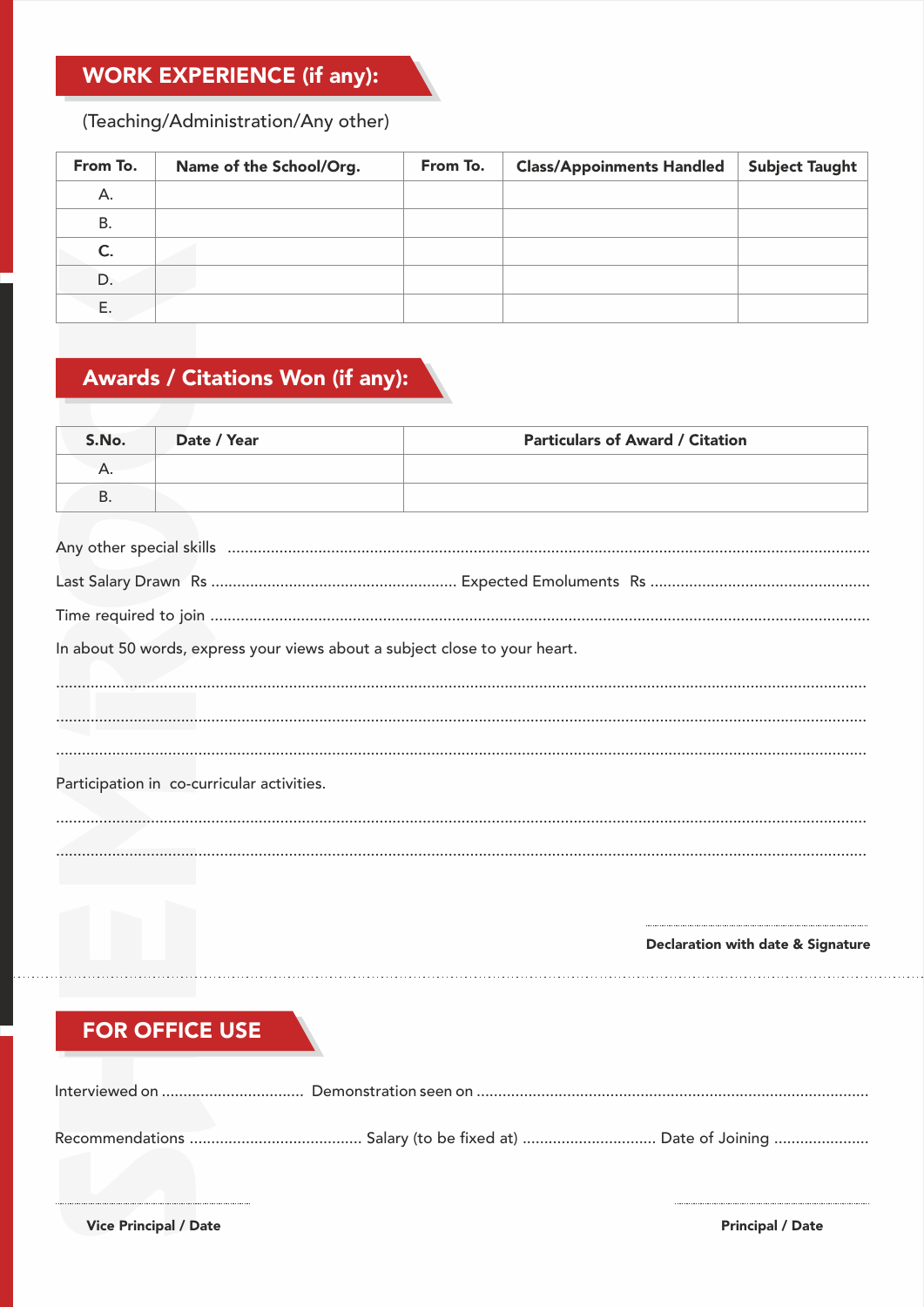## WORK EXPERIENCE (if any):

(Teaching/Administration/Any other)

| From To. | Name of the School/Org. | From To. | Class/Appoinments Handled | Subject Taught |
|---|---|---|---|---|
| A. | | | | |
| B. | | | | |
| C. | | | | |
| D. | | | | |
| E. | | | | |

## Awards / Citations Won (if any):

| S.No. | Date / Year | Particulars of Award / Citation |
|---|---|---|
| A. | | |
| B. | | |

Any other special skills ..........................................................................................................................................

Last Salary Drawn Rs ........................................................ Expected Emoluments Rs ..................................................

Time required to join ......................................................................................................................................................

In about 50 words, express your views about a subject close to your heart.

.......................................................................................................................................................................................

.......................................................................................................................................................................................

.......................................................................................................................................................................................

Participation in co-curricular activities.

.......................................................................................................................................................................................

.......................................................................................................................................................................................

..........................................................

**Declaration with date & Signature**

## FOR OFFICE USE

Interviewed on ................................ Demonstration seen on .........................................................................................

Recommendations ....................................... Salary (to be fixed at) .............................. Date of Joining ......................

..........................................................

**Vice Principal / Date**

..........................................................

**Principal / Date**